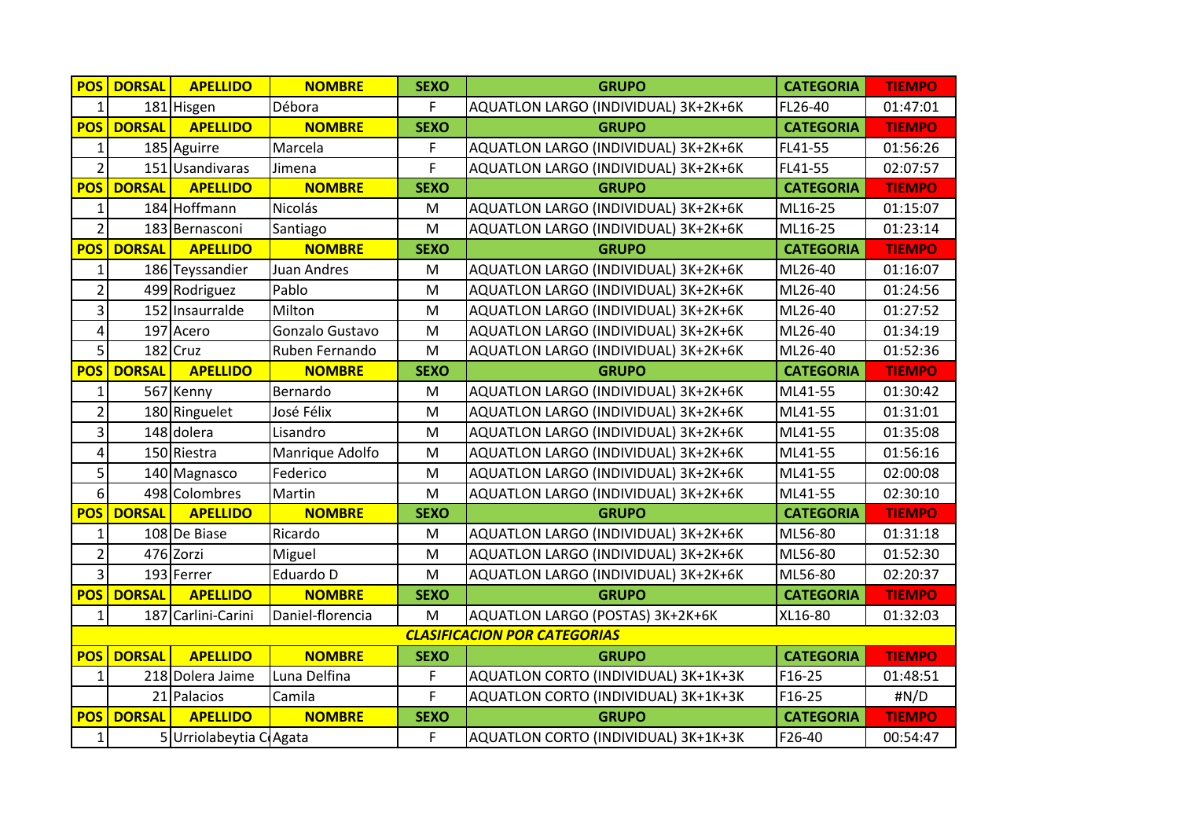| POS | DORSAL | APELLIDO | NOMBRE | SEXO | GRUPO | CATEGORIA | TIEMPO |
|---|---|---|---|---|---|---|---|
| 1 | 181 | Hisgen | Débora | F | AQUATLON LARGO (INDIVIDUAL) 3K+2K+6K | FL26-40 | 01:47:01 |
| POS | DORSAL | APELLIDO | NOMBRE | SEXO | GRUPO | CATEGORIA | TIEMPO |
| 1 | 185 | Aguirre | Marcela | F | AQUATLON LARGO (INDIVIDUAL) 3K+2K+6K | FL41-55 | 01:56:26 |
| 2 | 151 | Usandivaras | Jimena | F | AQUATLON LARGO (INDIVIDUAL) 3K+2K+6K | FL41-55 | 02:07:57 |
| POS | DORSAL | APELLIDO | NOMBRE | SEXO | GRUPO | CATEGORIA | TIEMPO |
| 1 | 184 | Hoffmann | Nicolás | M | AQUATLON LARGO (INDIVIDUAL) 3K+2K+6K | ML16-25 | 01:15:07 |
| 2 | 183 | Bernasconi | Santiago | M | AQUATLON LARGO (INDIVIDUAL) 3K+2K+6K | ML16-25 | 01:23:14 |
| POS | DORSAL | APELLIDO | NOMBRE | SEXO | GRUPO | CATEGORIA | TIEMPO |
| 1 | 186 | Teyssandier | Juan Andres | M | AQUATLON LARGO (INDIVIDUAL) 3K+2K+6K | ML26-40 | 01:16:07 |
| 2 | 499 | Rodriguez | Pablo | M | AQUATLON LARGO (INDIVIDUAL) 3K+2K+6K | ML26-40 | 01:24:56 |
| 3 | 152 | Insaurralde | Milton | M | AQUATLON LARGO (INDIVIDUAL) 3K+2K+6K | ML26-40 | 01:27:52 |
| 4 | 197 | Acero | Gonzalo Gustavo | M | AQUATLON LARGO (INDIVIDUAL) 3K+2K+6K | ML26-40 | 01:34:19 |
| 5 | 182 | Cruz | Ruben Fernando | M | AQUATLON LARGO (INDIVIDUAL) 3K+2K+6K | ML26-40 | 01:52:36 |
| POS | DORSAL | APELLIDO | NOMBRE | SEXO | GRUPO | CATEGORIA | TIEMPO |
| 1 | 567 | Kenny | Bernardo | M | AQUATLON LARGO (INDIVIDUAL) 3K+2K+6K | ML41-55 | 01:30:42 |
| 2 | 180 | Ringuelet | José Félix | M | AQUATLON LARGO (INDIVIDUAL) 3K+2K+6K | ML41-55 | 01:31:01 |
| 3 | 148 | dolera | Lisandro | M | AQUATLON LARGO (INDIVIDUAL) 3K+2K+6K | ML41-55 | 01:35:08 |
| 4 | 150 | Riestra | Manrique Adolfo | M | AQUATLON LARGO (INDIVIDUAL) 3K+2K+6K | ML41-55 | 01:56:16 |
| 5 | 140 | Magnasco | Federico | M | AQUATLON LARGO (INDIVIDUAL) 3K+2K+6K | ML41-55 | 02:00:08 |
| 6 | 498 | Colombres | Martin | M | AQUATLON LARGO (INDIVIDUAL) 3K+2K+6K | ML41-55 | 02:30:10 |
| POS | DORSAL | APELLIDO | NOMBRE | SEXO | GRUPO | CATEGORIA | TIEMPO |
| 1 | 108 | De Biase | Ricardo | M | AQUATLON LARGO (INDIVIDUAL) 3K+2K+6K | ML56-80 | 01:31:18 |
| 2 | 476 | Zorzi | Miguel | M | AQUATLON LARGO (INDIVIDUAL) 3K+2K+6K | ML56-80 | 01:52:30 |
| 3 | 193 | Ferrer | Eduardo D | M | AQUATLON LARGO (INDIVIDUAL) 3K+2K+6K | ML56-80 | 02:20:37 |
| POS | DORSAL | APELLIDO | NOMBRE | SEXO | GRUPO | CATEGORIA | TIEMPO |
| 1 | 187 | Carlini-Carini | Daniel-florencia | M | AQUATLON LARGO (POSTAS) 3K+2K+6K | XL16-80 | 01:32:03 |
| | | | | | ***CLASIFICACION POR CATEGORIAS*** | | |
| POS | DORSAL | APELLIDO | NOMBRE | SEXO | GRUPO | CATEGORIA | TIEMPO |
| 1 | 218 | Dolera Jaime | Luna Delfina | F | AQUATLON CORTO (INDIVIDUAL) 3K+1K+3K | F16-25 | 01:48:51 |
| | 21 | Palacios | Camila | F | AQUATLON CORTO (INDIVIDUAL) 3K+1K+3K | F16-25 | #N/D |
| POS | DORSAL | APELLIDO | NOMBRE | SEXO | GRUPO | CATEGORIA | TIEMPO |
| 1 | 5 | Urriolabeytia C | Agata | F | AQUATLON CORTO (INDIVIDUAL) 3K+1K+3K | F26-40 | 00:54:47 |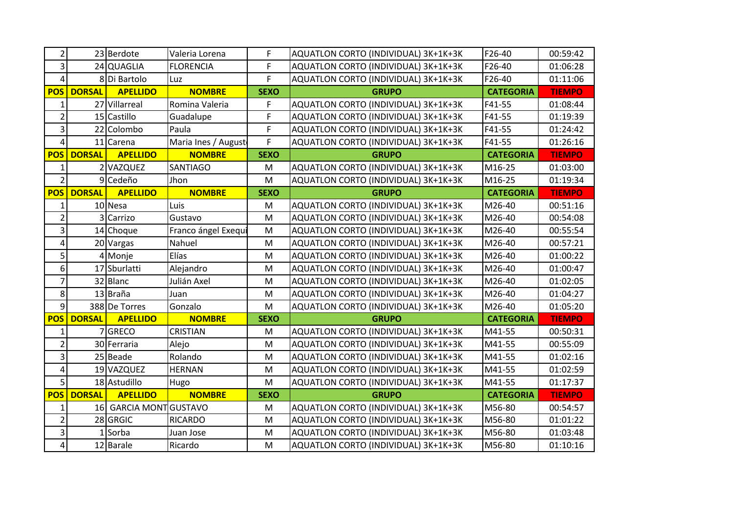| | | | | | | | |
|---|---|---|---|---|---|---|---|
| 2 | 23 | Berdote | Valeria Lorena | F | AQUATLON CORTO (INDIVIDUAL) 3K+1K+3K | F26-40 | 00:59:42 |
| 3 | 24 | QUAGLIA | FLORENCIA | F | AQUATLON CORTO (INDIVIDUAL) 3K+1K+3K | F26-40 | 01:06:28 |
| 4 | 8 | Di Bartolo | Luz | F | AQUATLON CORTO (INDIVIDUAL) 3K+1K+3K | F26-40 | 01:11:06 |
| **POS** | **DORSAL** | **APELLIDO** | **NOMBRE** | **SEXO** | **GRUPO** | **CATEGORIA** | **TIEMPO** |
| 1 | 27 | Villarreal | Romina Valeria | F | AQUATLON CORTO (INDIVIDUAL) 3K+1K+3K | F41-55 | 01:08:44 |
| 2 | 15 | Castillo | Guadalupe | F | AQUATLON CORTO (INDIVIDUAL) 3K+1K+3K | F41-55 | 01:19:39 |
| 3 | 22 | Colombo | Paula | F | AQUATLON CORTO (INDIVIDUAL) 3K+1K+3K | F41-55 | 01:24:42 |
| 4 | 11 | Carena | Maria Ines / August | F | AQUATLON CORTO (INDIVIDUAL) 3K+1K+3K | F41-55 | 01:26:16 |
| **POS** | **DORSAL** | **APELLIDO** | **NOMBRE** | **SEXO** | **GRUPO** | **CATEGORIA** | **TIEMPO** |
| 1 | 2 | VAZQUEZ | SANTIAGO | M | AQUATLON CORTO (INDIVIDUAL) 3K+1K+3K | M16-25 | 01:03:00 |
| 2 | 9 | Cedeño | Jhon | M | AQUATLON CORTO (INDIVIDUAL) 3K+1K+3K | M16-25 | 01:19:34 |
| **POS** | **DORSAL** | **APELLIDO** | **NOMBRE** | **SEXO** | **GRUPO** | **CATEGORIA** | **TIEMPO** |
| 1 | 10 | Nesa | Luis | M | AQUATLON CORTO (INDIVIDUAL) 3K+1K+3K | M26-40 | 00:51:16 |
| 2 | 3 | Carrizo | Gustavo | M | AQUATLON CORTO (INDIVIDUAL) 3K+1K+3K | M26-40 | 00:54:08 |
| 3 | 14 | Choque | Franco ángel Exequi | M | AQUATLON CORTO (INDIVIDUAL) 3K+1K+3K | M26-40 | 00:55:54 |
| 4 | 20 | Vargas | Nahuel | M | AQUATLON CORTO (INDIVIDUAL) 3K+1K+3K | M26-40 | 00:57:21 |
| 5 | 4 | Monje | Elías | M | AQUATLON CORTO (INDIVIDUAL) 3K+1K+3K | M26-40 | 01:00:22 |
| 6 | 17 | Sburlatti | Alejandro | M | AQUATLON CORTO (INDIVIDUAL) 3K+1K+3K | M26-40 | 01:00:47 |
| 7 | 32 | Blanc | Julián Axel | M | AQUATLON CORTO (INDIVIDUAL) 3K+1K+3K | M26-40 | 01:02:05 |
| 8 | 13 | Braña | Juan | M | AQUATLON CORTO (INDIVIDUAL) 3K+1K+3K | M26-40 | 01:04:27 |
| 9 | 388 | De Torres | Gonzalo | M | AQUATLON CORTO (INDIVIDUAL) 3K+1K+3K | M26-40 | 01:05:20 |
| **POS** | **DORSAL** | **APELLIDO** | **NOMBRE** | **SEXO** | **GRUPO** | **CATEGORIA** | **TIEMPO** |
| 1 | 7 | GRECO | CRISTIAN | M | AQUATLON CORTO (INDIVIDUAL) 3K+1K+3K | M41-55 | 00:50:31 |
| 2 | 30 | Ferraria | Alejo | M | AQUATLON CORTO (INDIVIDUAL) 3K+1K+3K | M41-55 | 00:55:09 |
| 3 | 25 | Beade | Rolando | M | AQUATLON CORTO (INDIVIDUAL) 3K+1K+3K | M41-55 | 01:02:16 |
| 4 | 19 | VAZQUEZ | HERNAN | M | AQUATLON CORTO (INDIVIDUAL) 3K+1K+3K | M41-55 | 01:02:59 |
| 5 | 18 | Astudillo | Hugo | M | AQUATLON CORTO (INDIVIDUAL) 3K+1K+3K | M41-55 | 01:17:37 |
| **POS** | **DORSAL** | **APELLIDO** | **NOMBRE** | **SEXO** | **GRUPO** | **CATEGORIA** | **TIEMPO** |
| 1 | 16 | GARCIA MONT | GUSTAVO | M | AQUATLON CORTO (INDIVIDUAL) 3K+1K+3K | M56-80 | 00:54:57 |
| 2 | 28 | GRGIC | RICARDO | M | AQUATLON CORTO (INDIVIDUAL) 3K+1K+3K | M56-80 | 01:01:22 |
| 3 | 1 | Sorba | Juan Jose | M | AQUATLON CORTO (INDIVIDUAL) 3K+1K+3K | M56-80 | 01:03:48 |
| 4 | 12 | Barale | Ricardo | M | AQUATLON CORTO (INDIVIDUAL) 3K+1K+3K | M56-80 | 01:10:16 |